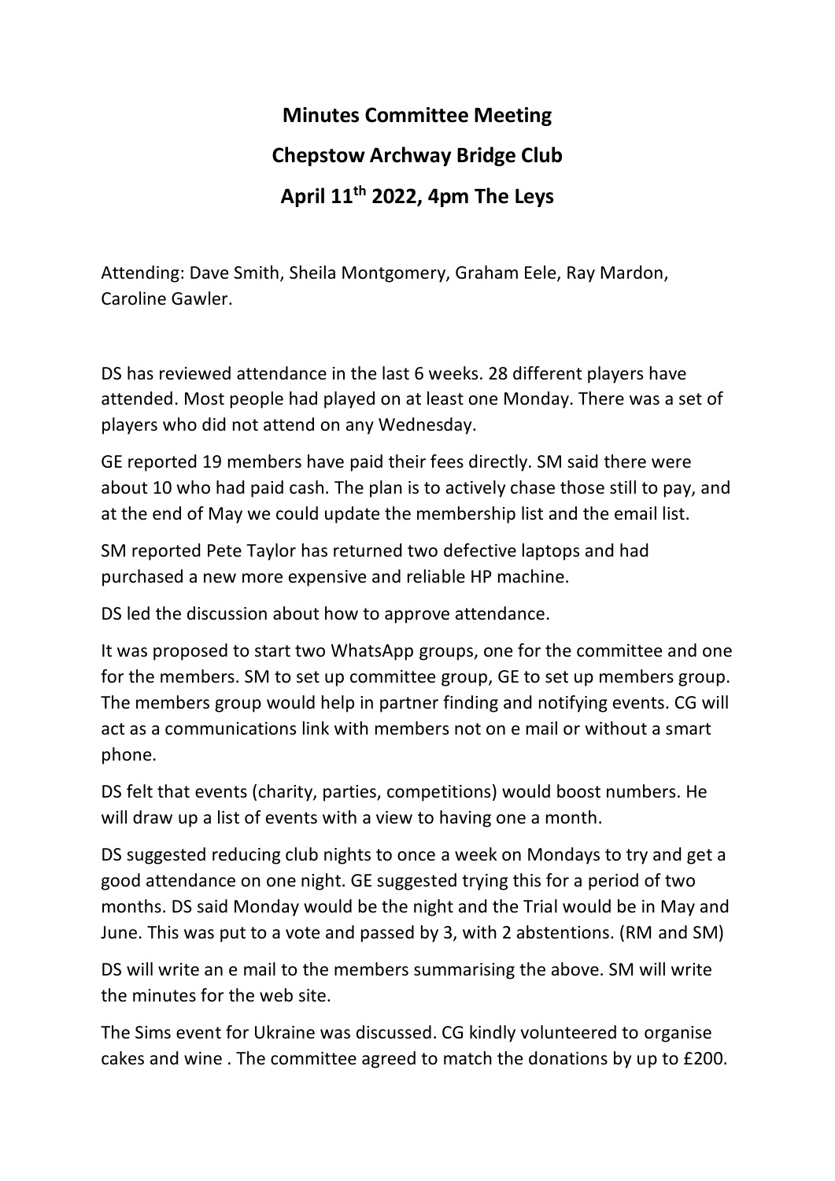# Minutes Committee Meeting

# Chepstow Archway Bridge Club

# April 11th 2022, 4pm The Leys

Attending: Dave Smith, Sheila Montgomery, Graham Eele, Ray Mardon, Caroline Gawler.

DS has reviewed attendance in the last 6 weeks. 28 different players have attended. Most people had played on at least one Monday. There was a set of players who did not attend on any Wednesday.

GE reported 19 members have paid their fees directly. SM said there were about 10 who had paid cash. The plan is to actively chase those still to pay, and at the end of May we could update the membership list and the email list.

SM reported Pete Taylor has returned two defective laptops and had purchased a new more expensive and reliable HP machine.

DS led the discussion about how to approve attendance.

It was proposed to start two WhatsApp groups, one for the committee and one for the members. SM to set up committee group, GE to set up members group. The members group would help in partner finding and notifying events. CG will act as a communications link with members not on e mail or without a smart phone.

DS felt that events (charity, parties, competitions) would boost numbers. He will draw up a list of events with a view to having one a month.

DS suggested reducing club nights to once a week on Mondays to try and get a good attendance on one night. GE suggested trying this for a period of two months. DS said Monday would be the night and the Trial would be in May and June. This was put to a vote and passed by 3, with 2 abstentions. (RM and SM)

DS will write an e mail to the members summarising the above. SM will write the minutes for the web site.

The Sims event for Ukraine was discussed. CG kindly volunteered to organise cakes and wine . The committee agreed to match the donations by up to £200.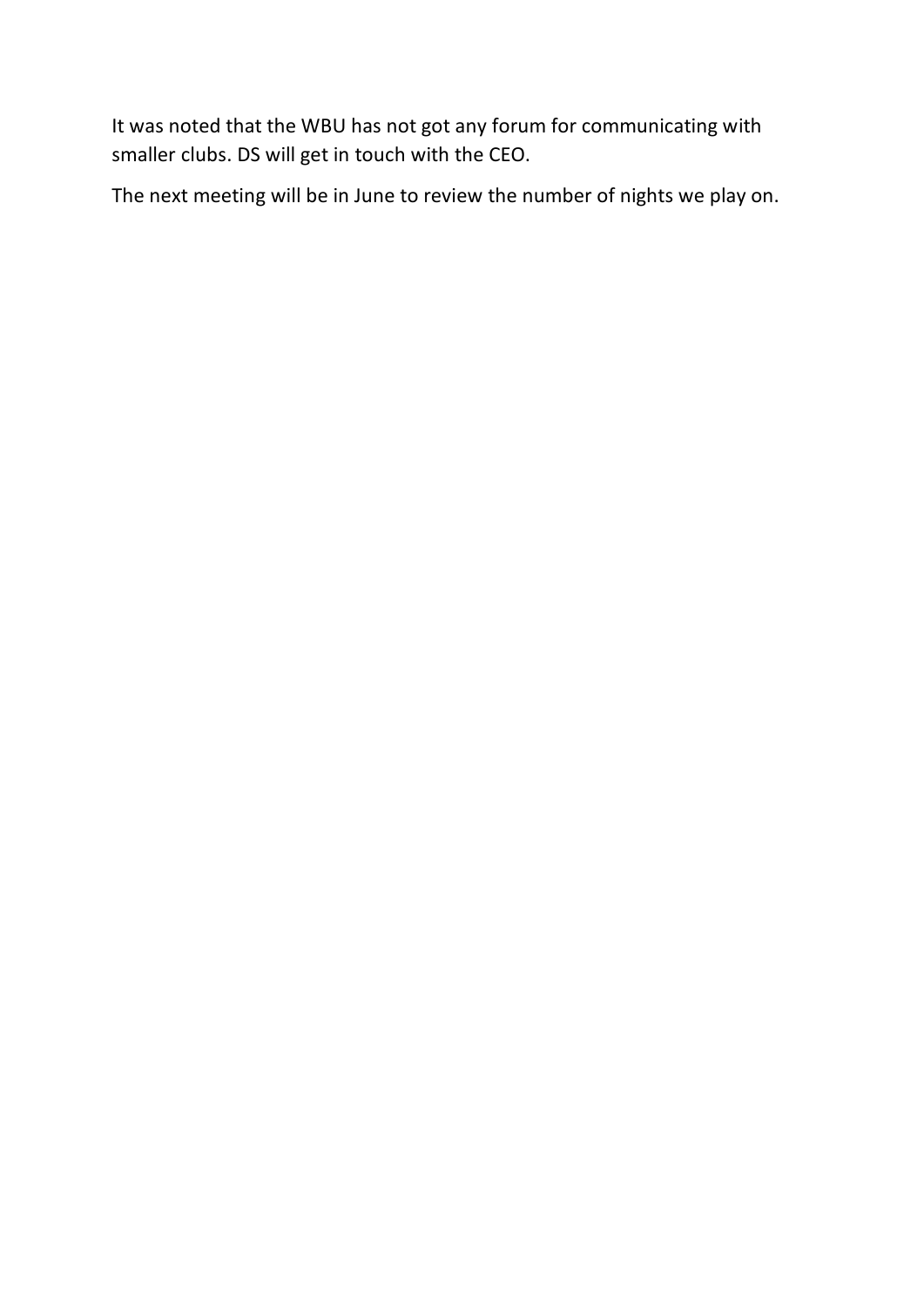It was noted that the WBU has not got any forum for communicating with smaller clubs. DS will get in touch with the CEO.

The next meeting will be in June to review the number of nights we play on.